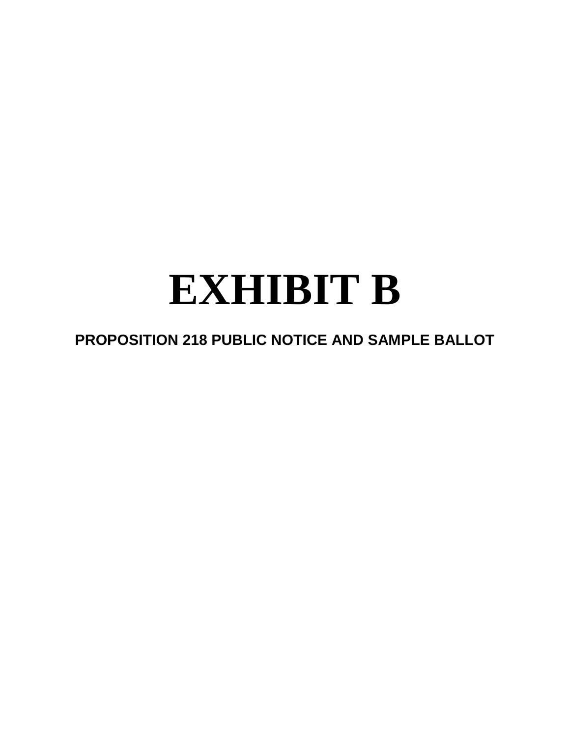# EXHIBIT B

**PROPOSITION 218 PUBLIC NOTICE AND SAMPLE BALLOT**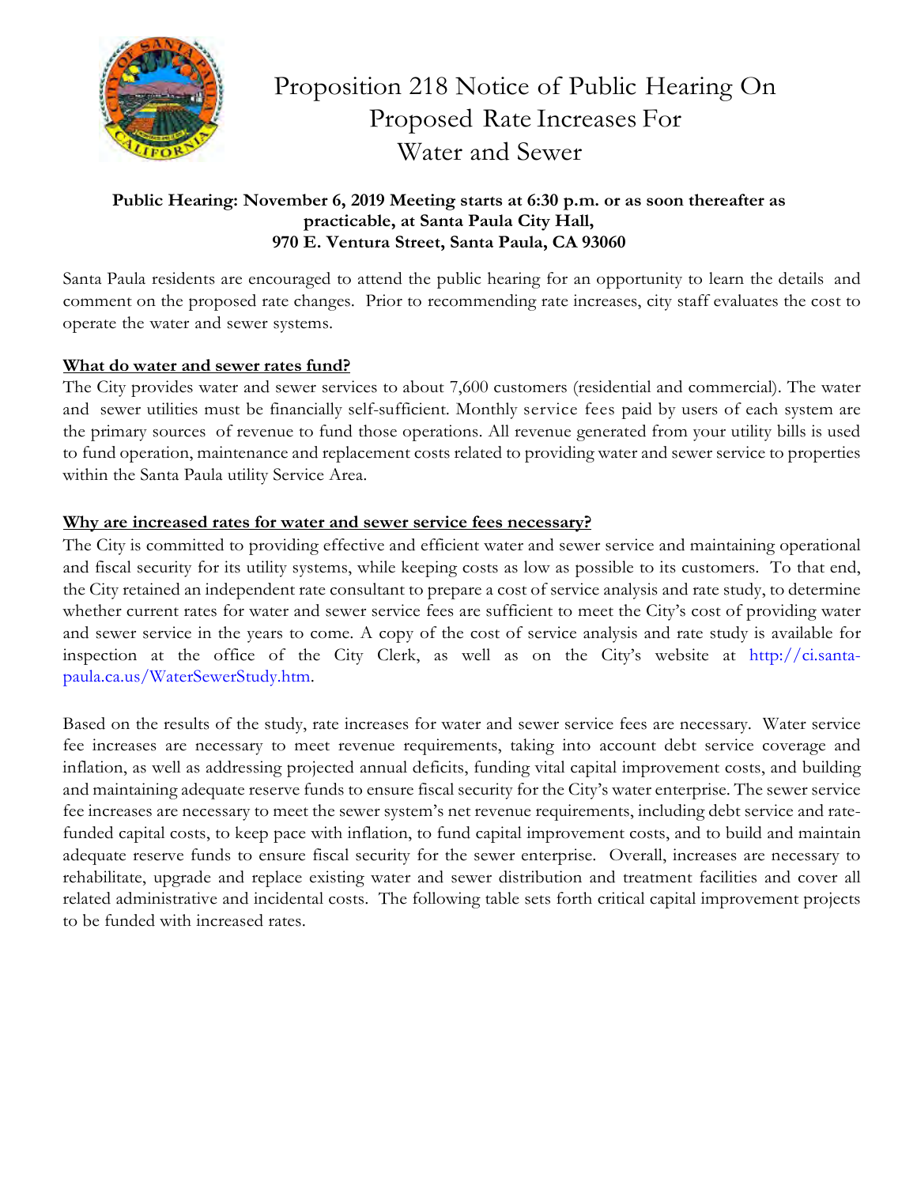# Proposition 218 Notice of Public Hearing On Proposed Rate Increases For Water and Sewer

**Public Hearing: November 6, 2019 Meeting starts at 6:30 p.m. or as soon thereafter as practicable, at Santa Paula City Hall, 970 E. Ventura Street, Santa Paula, CA 93060**

Santa Paula residents are encouraged to attend the public hearing for an opportunity to learn the details and comment on the proposed rate changes. Prior to recommending rate increases, city staff evaluates the cost to operate the water and sewer systems.

**What do water and sewer rates fund?**

The City provides water and sewer services to about 7,600 customers (residential and commercial). The water and sewer utilities must be financially self-sufficient. Monthly service fees paid by users of each system are the primary sources of revenue to fund those operations. All revenue generated from your utility bills is used to fund operation, maintenance and replacement costs related to providing water and sewer service to properties within the Santa Paula utility Service Area.

**Why are increased rates for water and sewer service fees necessary?**

The City is committed to providing effective and efficient water and sewer service and maintaining operational and fiscal security for its utility systems, while keeping costs as low as possible to its customers. To that end, the City retained an independent rate consultant to prepare a cost of service analysis and rate study, to determine whether current rates for water and sewer service fees are sufficient to meet the City's cost of providing water and sewer service in the years to come. A copy of the cost of service analysis and rate study is available for inspection at the office of the City Clerk, as well as on the City's website at http://ci.santa-paula.ca.us/WaterSewerStudy.htm.

Based on the results of the study, rate increases for water and sewer service fees are necessary. Water service fee increases are necessary to meet revenue requirements, taking into account debt service coverage and inflation, as well as addressing projected annual deficits, funding vital capital improvement costs, and building and maintaining adequate reserve funds to ensure fiscal security for the City's water enterprise. The sewer service fee increases are necessary to meet the sewer system's net revenue requirements, including debt service and rate-funded capital costs, to keep pace with inflation, to fund capital improvement costs, and to build and maintain adequate reserve funds to ensure fiscal security for the sewer enterprise. Overall, increases are necessary to rehabilitate, upgrade and replace existing water and sewer distribution and treatment facilities and cover all related administrative and incidental costs. The following table sets forth critical capital improvement projects to be funded with increased rates.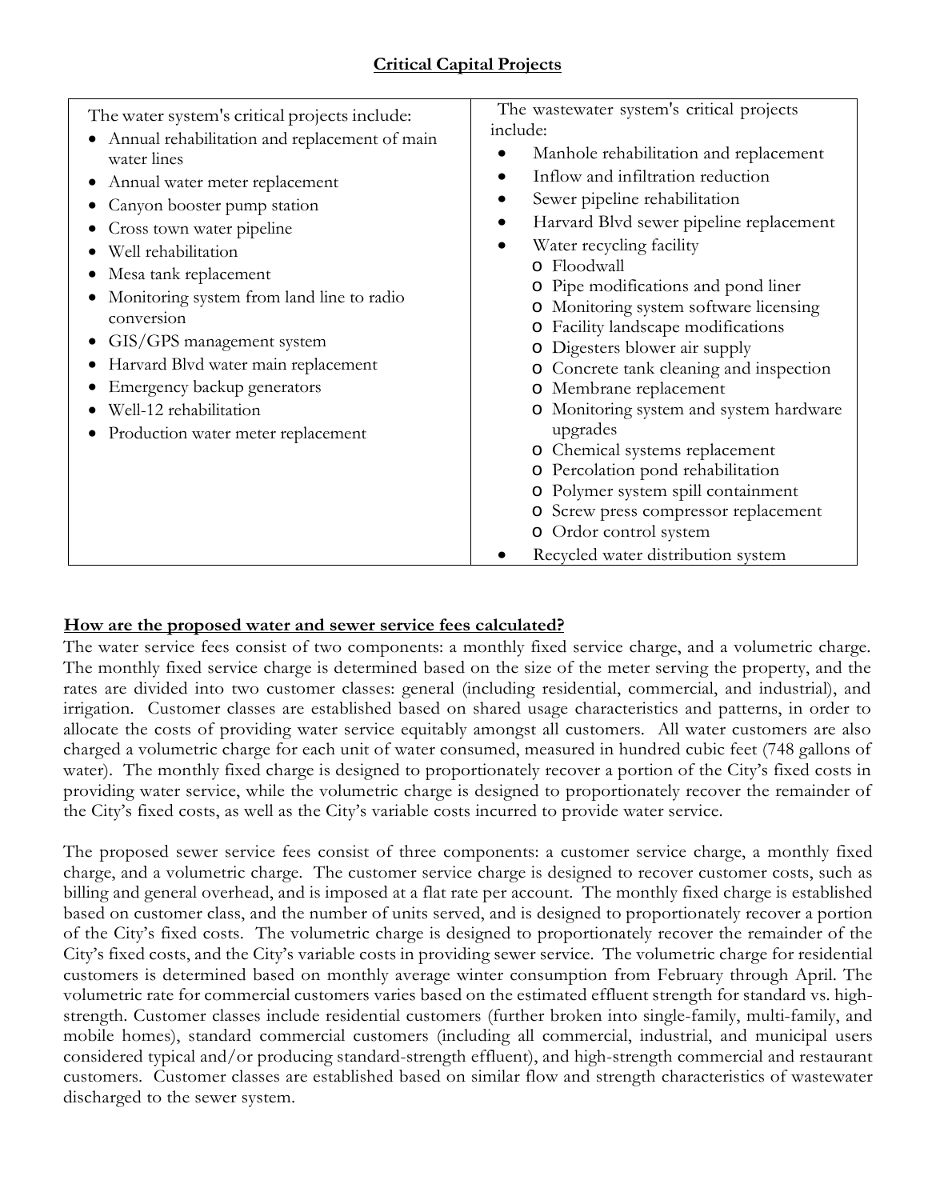## Critical Capital Projects

| The water system's critical projects include: | The wastewater system's critical projects include: |
|---|---|
| • Annual rehabilitation and replacement of main water lines<br>• Annual water meter replacement<br>• Canyon booster pump station<br>• Cross town water pipeline<br>• Well rehabilitation<br>• Mesa tank replacement<br>• Monitoring system from land line to radio conversion<br>• GIS/GPS management system<br>• Harvard Blvd water main replacement<br>• Emergency backup generators<br>• Well-12 rehabilitation<br>• Production water meter replacement | • Manhole rehabilitation and replacement<br>• Inflow and infiltration reduction<br>• Sewer pipeline rehabilitation<br>• Harvard Blvd sewer pipeline replacement<br>• Water recycling facility<br>  o Floodwall<br>  o Pipe modifications and pond liner<br>  o Monitoring system software licensing<br>  o Facility landscape modifications<br>  o Digesters blower air supply<br>  o Concrete tank cleaning and inspection<br>  o Membrane replacement<br>  o Monitoring system and system hardware upgrades<br>  o Chemical systems replacement<br>  o Percolation pond rehabilitation<br>  o Polymer system spill containment<br>  o Screw press compressor replacement<br>  o Ordor control system<br>• Recycled water distribution system |

**How are the proposed water and sewer service fees calculated?**

The water service fees consist of two components: a monthly fixed service charge, and a volumetric charge. The monthly fixed service charge is determined based on the size of the meter serving the property, and the rates are divided into two customer classes: general (including residential, commercial, and industrial), and irrigation. Customer classes are established based on shared usage characteristics and patterns, in order to allocate the costs of providing water service equitably amongst all customers. All water customers are also charged a volumetric charge for each unit of water consumed, measured in hundred cubic feet (748 gallons of water). The monthly fixed charge is designed to proportionately recover a portion of the City's fixed costs in providing water service, while the volumetric charge is designed to proportionately recover the remainder of the City's fixed costs, as well as the City's variable costs incurred to provide water service.

The proposed sewer service fees consist of three components: a customer service charge, a monthly fixed charge, and a volumetric charge. The customer service charge is designed to recover customer costs, such as billing and general overhead, and is imposed at a flat rate per account. The monthly fixed charge is established based on customer class, and the number of units served, and is designed to proportionately recover a portion of the City's fixed costs. The volumetric charge is designed to proportionately recover the remainder of the City's fixed costs, and the City's variable costs in providing sewer service. The volumetric charge for residential customers is determined based on monthly average winter consumption from February through April. The volumetric rate for commercial customers varies based on the estimated effluent strength for standard vs. high-strength. Customer classes include residential customers (further broken into single-family, multi-family, and mobile homes), standard commercial customers (including all commercial, industrial, and municipal users considered typical and/or producing standard-strength effluent), and high-strength commercial and restaurant customers. Customer classes are established based on similar flow and strength characteristics of wastewater discharged to the sewer system.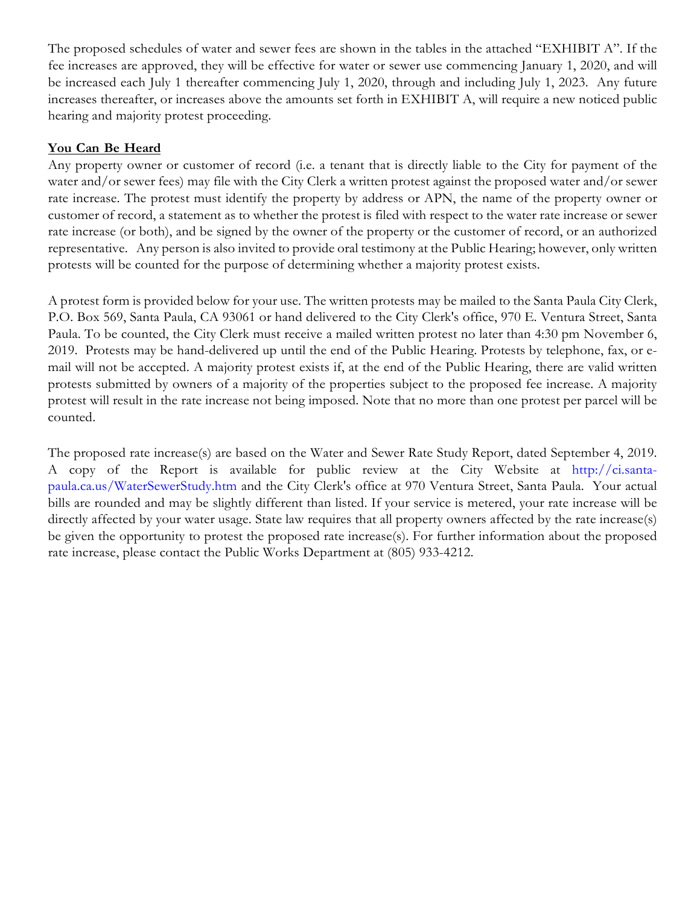The proposed schedules of water and sewer fees are shown in the tables in the attached "EXHIBIT A". If the fee increases are approved, they will be effective for water or sewer use commencing January 1, 2020, and will be increased each July 1 thereafter commencing July 1, 2020, through and including July 1, 2023. Any future increases thereafter, or increases above the amounts set forth in EXHIBIT A, will require a new noticed public hearing and majority protest proceeding.

**<u>You Can Be Heard</u>**

Any property owner or customer of record (i.e. a tenant that is directly liable to the City for payment of the water and/or sewer fees) may file with the City Clerk a written protest against the proposed water and/or sewer rate increase. The protest must identify the property by address or APN, the name of the property owner or customer of record, a statement as to whether the protest is filed with respect to the water rate increase or sewer rate increase (or both), and be signed by the owner of the property or the customer of record, or an authorized representative. Any person is also invited to provide oral testimony at the Public Hearing; however, only written protests will be counted for the purpose of determining whether a majority protest exists.

A protest form is provided below for your use. The written protests may be mailed to the Santa Paula City Clerk, P.O. Box 569, Santa Paula, CA 93061 or hand delivered to the City Clerk's office, 970 E. Ventura Street, Santa Paula. To be counted, the City Clerk must receive a mailed written protest no later than 4:30 pm November 6, 2019. Protests may be hand-delivered up until the end of the Public Hearing. Protests by telephone, fax, or e-mail will not be accepted. A majority protest exists if, at the end of the Public Hearing, there are valid written protests submitted by owners of a majority of the properties subject to the proposed fee increase. A majority protest will result in the rate increase not being imposed. Note that no more than one protest per parcel will be counted.

The proposed rate increase(s) are based on the Water and Sewer Rate Study Report, dated September 4, 2019. A copy of the Report is available for public review at the City Website at http://ci.santa-paula.ca.us/WaterSewerStudy.htm and the City Clerk's office at 970 Ventura Street, Santa Paula. Your actual bills are rounded and may be slightly different than listed. If your service is metered, your rate increase will be directly affected by your water usage. State law requires that all property owners affected by the rate increase(s) be given the opportunity to protest the proposed rate increase(s). For further information about the proposed rate increase, please contact the Public Works Department at (805) 933-4212.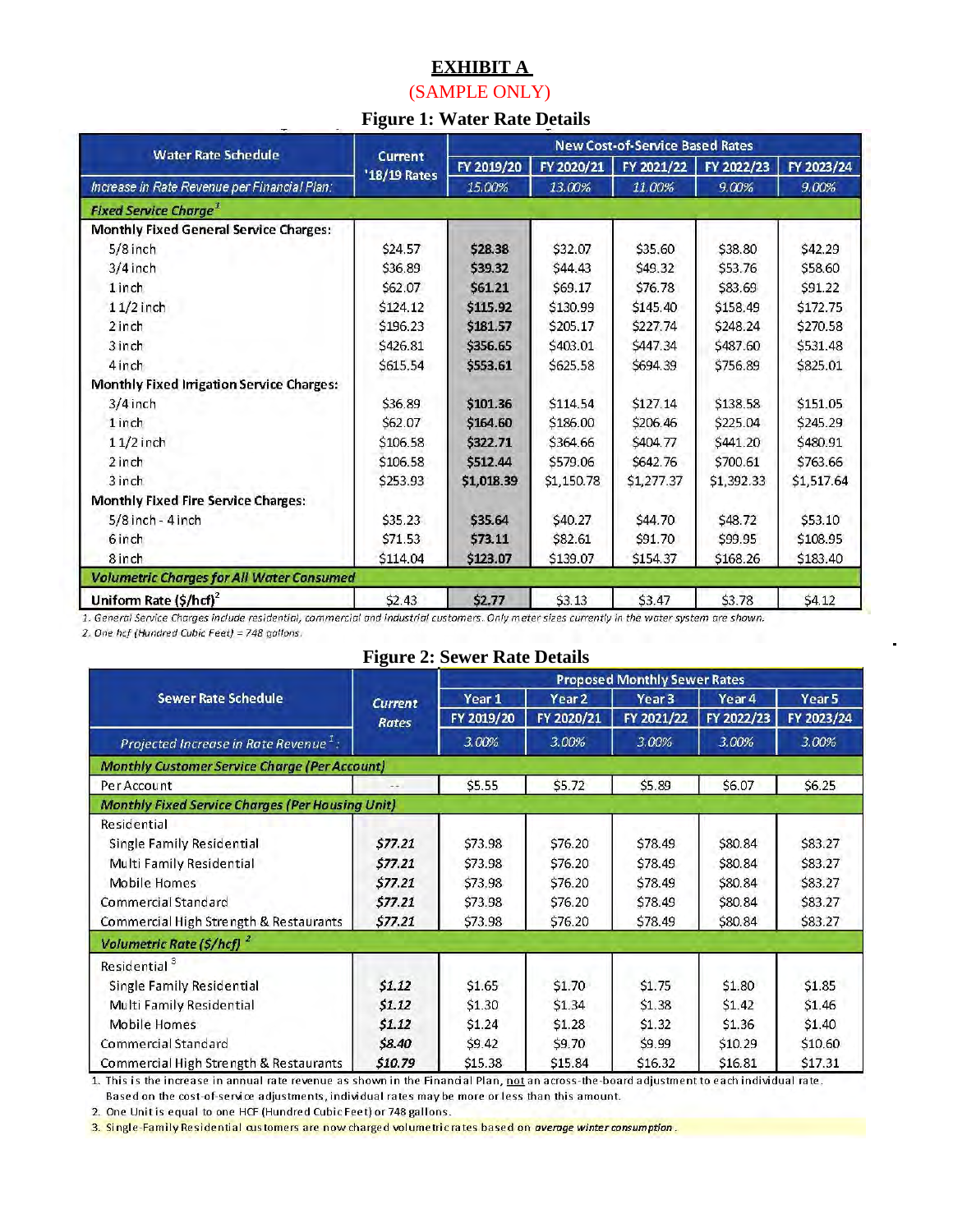# EXHIBIT A

(SAMPLE ONLY)

## Figure 1: Water Rate Details

| Water Rate Schedule | Current '18/19 Rates | New Cost-of-Service Based Rates | | | | |
|---|---|---|---|---|---|---|
| | | FY 2019/20 | FY 2020/21 | FY 2021/22 | FY 2022/23 | FY 2023/24 |
| *Increase in Rate Revenue per Financial Plan:* | | *15.00%* | *13.00%* | *11.00%* | *9.00%* | *9.00%* |
| ***Fixed Service Charge*** [1] | | | | | | |
| **Monthly Fixed General Service Charges:** | | | | | | |
| 5/8 inch | $24.57 | **$28.38** | $32.07 | $35.60 | $38.80 | $42.29 |
| 3/4 inch | $36.89 | **$39.32** | $44.43 | $49.32 | $53.76 | $58.60 |
| 1 inch | $62.07 | **$61.21** | $69.17 | $76.78 | $83.69 | $91.22 |
| 1 1/2 inch | $124.12 | **$115.92** | $130.99 | $145.40 | $158.49 | $172.75 |
| 2 inch | $196.23 | **$181.57** | $205.17 | $227.74 | $248.24 | $270.58 |
| 3 inch | $426.81 | **$356.65** | $403.01 | $447.34 | $487.60 | $531.48 |
| 4 inch | $615.54 | **$553.61** | $625.58 | $694.39 | $756.89 | $825.01 |
| **Monthly Fixed Irrigation Service Charges:** | | | | | | |
| 3/4 inch | $36.89 | **$101.36** | $114.54 | $127.14 | $138.58 | $151.05 |
| 1 inch | $62.07 | **$164.60** | $186.00 | $206.46 | $225.04 | $245.29 |
| 1 1/2 inch | $106.58 | **$322.71** | $364.66 | $404.77 | $441.20 | $480.91 |
| 2 inch | $106.58 | **$512.44** | $579.06 | $642.76 | $700.61 | $763.66 |
| 3 inch | $253.93 | **$1,018.39** | $1,150.78 | $1,277.37 | $1,392.33 | $1,517.64 |
| **Monthly Fixed Fire Service Charges:** | | | | | | |
| 5/8 inch - 4 inch | $35.23 | **$35.64** | $40.27 | $44.70 | $48.72 | $53.10 |
| 6 inch | $71.53 | **$73.11** | $82.61 | $91.70 | $99.95 | $108.95 |
| 8 inch | $114.04 | **$123.07** | $139.07 | $154.37 | $168.26 | $183.40 |
| ***Volumetric Charges for All Water Consumed*** | | | | | | |
| **Uniform Rate ($/hcf)** [2] | $2.43 | **$2.77** | $3.13 | $3.47 | $3.78 | $4.12 |

*1. General Service Charges include residential, commercial and industrial customers. Only meter sizes currently in the water system are shown.*

*2. One hcf (Hundred Cubic Feet) = 748 gallons.*

## Figure 2: Sewer Rate Details

| Sewer Rate Schedule | *Current Rates* | Proposed Monthly Sewer Rates | | | | |
|---|---|---|---|---|---|---|
| | | Year 1 | Year 2 | Year 3 | Year 4 | Year 5 |
| | | FY 2019/20 | FY 2020/21 | FY 2021/22 | FY 2022/23 | FY 2023/24 |
| *Projected Increase in Rate Revenue* [1]*:* | | *3.00%* | *3.00%* | *3.00%* | *3.00%* | *3.00%* |
| ***Monthly Customer Service Charge (Per Account)*** | | | | | | |
| Per Account | -- | $5.55 | $5.72 | $5.89 | $6.07 | $6.25 |
| ***Monthly Fixed Service Charges (Per Housing Unit)*** | | | | | | |
| Residential | | | | | | |
| Single Family Residential | ***$77.21*** | $73.98 | $76.20 | $78.49 | $80.84 | $83.27 |
| Multi Family Residential | ***$77.21*** | $73.98 | $76.20 | $78.49 | $80.84 | $83.27 |
| Mobile Homes | ***$77.21*** | $73.98 | $76.20 | $78.49 | $80.84 | $83.27 |
| Commercial Standard | ***$77.21*** | $73.98 | $76.20 | $78.49 | $80.84 | $83.27 |
| Commercial High Strength & Restaurants | ***$77.21*** | $73.98 | $76.20 | $78.49 | $80.84 | $83.27 |
| ***Volumetric Rate ($/hcf)*** [2] | | | | | | |
| Residential [3] | | | | | | |
| Single Family Residential | ***$1.12*** | $1.65 | $1.70 | $1.75 | $1.80 | $1.85 |
| Multi Family Residential | ***$1.12*** | $1.30 | $1.34 | $1.38 | $1.42 | $1.46 |
| Mobile Homes | ***$1.12*** | $1.24 | $1.28 | $1.32 | $1.36 | $1.40 |
| Commercial Standard | ***$8.40*** | $9.42 | $9.70 | $9.99 | $10.29 | $10.60 |
| Commercial High Strength & Restaurants | ***$10.79*** | $15.38 | $15.84 | $16.32 | $16.81 | $17.31 |

1. This is the increase in annual rate revenue as shown in the Financial Plan, not an across-the-board adjustment to each individual rate. Based on the cost-of-service adjustments, individual rates may be more or less than this amount.

2. One Unit is equal to one HCF (Hundred Cubic Feet) or 748 gallons.

3. Single-Family Residential customers are now charged volumetric rates based on *average winter consumption*.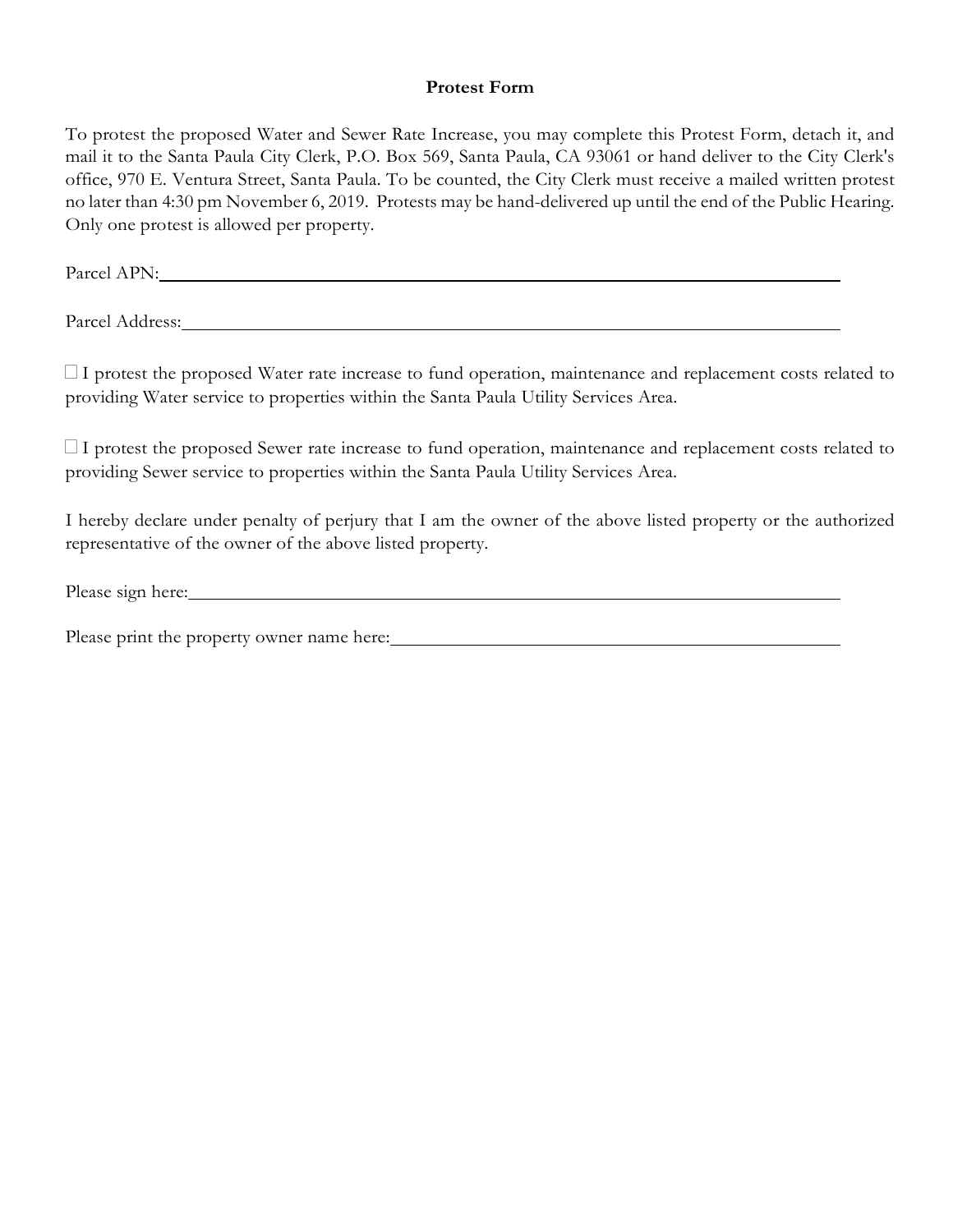**Protest Form**

To protest the proposed Water and Sewer Rate Increase, you may complete this Protest Form, detach it, and mail it to the Santa Paula City Clerk, P.O. Box 569, Santa Paula, CA 93061 or hand deliver to the City Clerk's office, 970 E. Ventura Street, Santa Paula. To be counted, the City Clerk must receive a mailed written protest no later than 4:30 pm November 6, 2019. Protests may be hand-delivered up until the end of the Public Hearing. Only one protest is allowed per property.

Parcel APN:\_\_\_\_\_\_\_\_\_\_\_\_\_\_\_\_\_\_\_\_\_\_\_\_\_\_\_\_\_\_\_\_\_\_\_\_\_\_\_\_\_\_\_\_\_\_\_\_

Parcel Address:\_\_\_\_\_\_\_\_\_\_\_\_\_\_\_\_\_\_\_\_\_\_\_\_\_\_\_\_\_\_\_\_\_\_\_\_\_\_\_\_\_\_\_\_\_\_

☐ I protest the proposed Water rate increase to fund operation, maintenance and replacement costs related to providing Water service to properties within the Santa Paula Utility Services Area.

☐ I protest the proposed Sewer rate increase to fund operation, maintenance and replacement costs related to providing Sewer service to properties within the Santa Paula Utility Services Area.

I hereby declare under penalty of perjury that I am the owner of the above listed property or the authorized representative of the owner of the above listed property.

Please sign here:\_\_\_\_\_\_\_\_\_\_\_\_\_\_\_\_\_\_\_\_\_\_\_\_\_\_\_\_\_\_\_\_\_\_\_\_\_\_\_\_\_\_\_\_\_\_

Please print the property owner name here:\_\_\_\_\_\_\_\_\_\_\_\_\_\_\_\_\_\_\_\_\_\_\_\_\_\_\_\_\_\_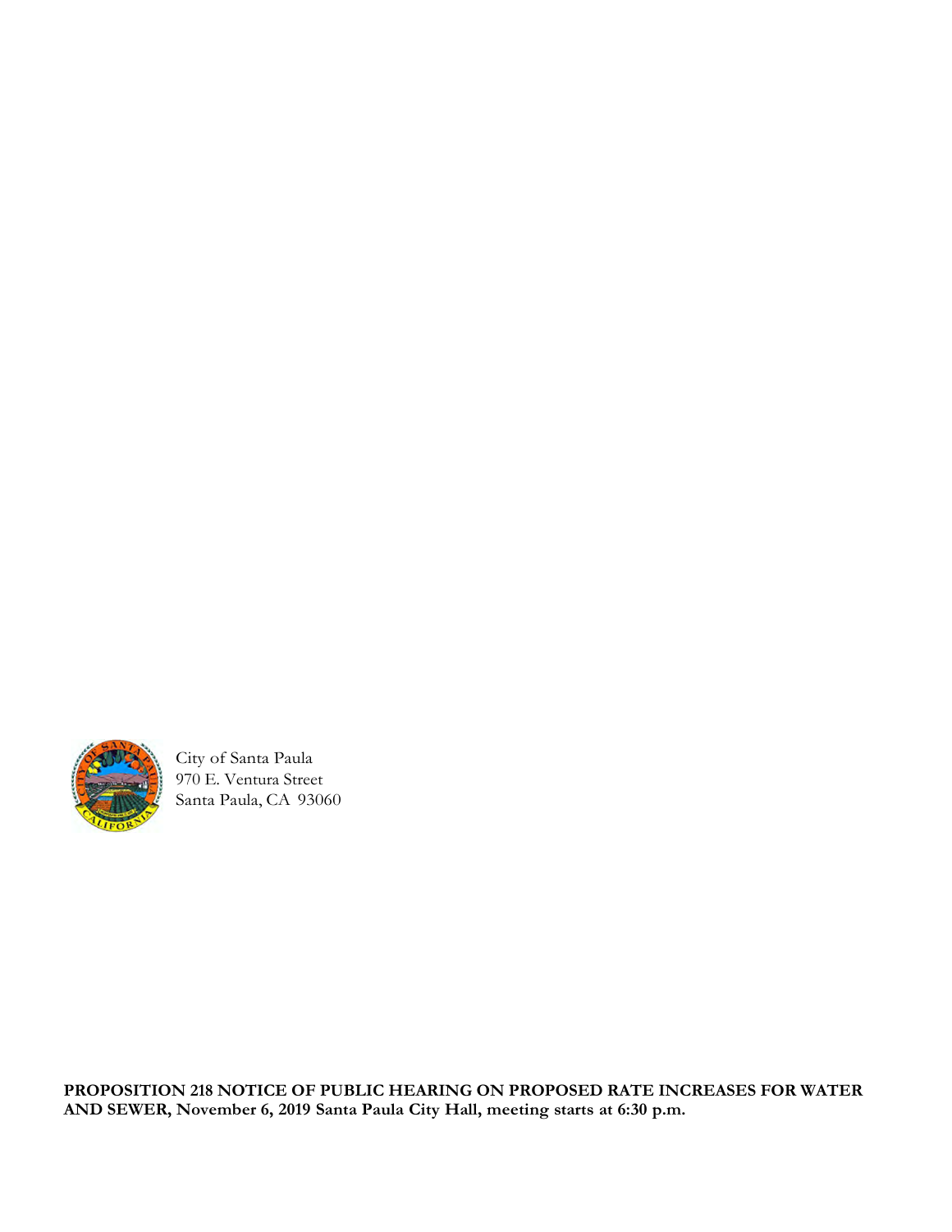City of Santa Paula
970 E. Ventura Street
Santa Paula, CA 93060

**PROPOSITION 218 NOTICE OF PUBLIC HEARING ON PROPOSED RATE INCREASES FOR WATER AND SEWER, November 6, 2019 Santa Paula City Hall, meeting starts at 6:30 p.m.**